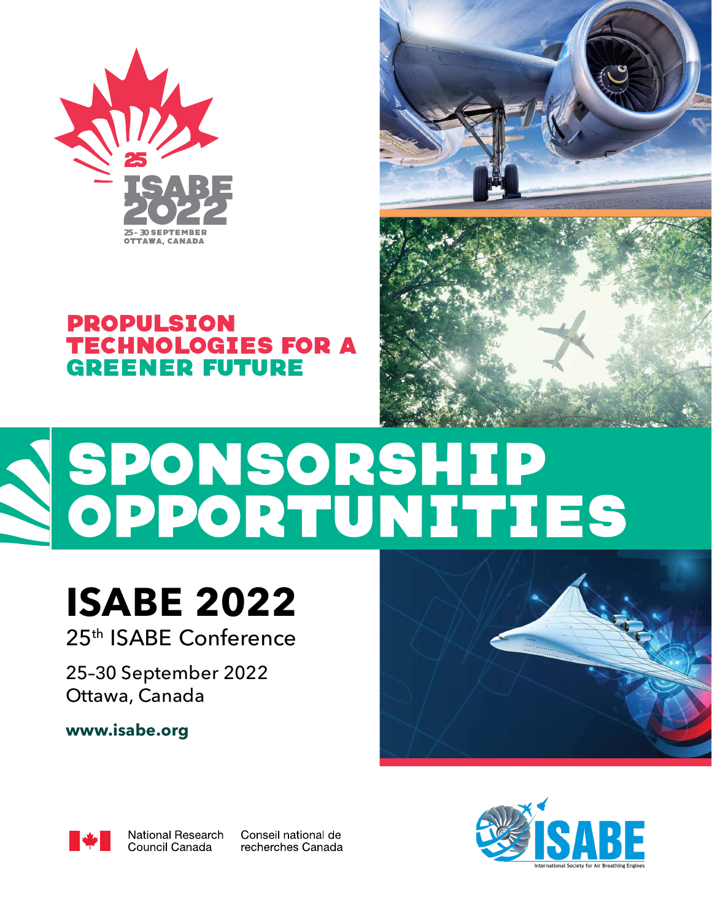25
ISABE 2022
25 - 30 SEPTEMBER
OTTAWA, CANADA

**PROPULSION TECHNOLOGIES FOR A GREENER FUTURE**

# SPONSORSHIP OPPORTUNITIES

## ISABE 2022

25th ISABE Conference

25–30 September 2022
Ottawa, Canada

**www.isabe.org**

National Research Council Canada | Conseil national de recherches Canada

ISABE
International Society for Air Breathing Engines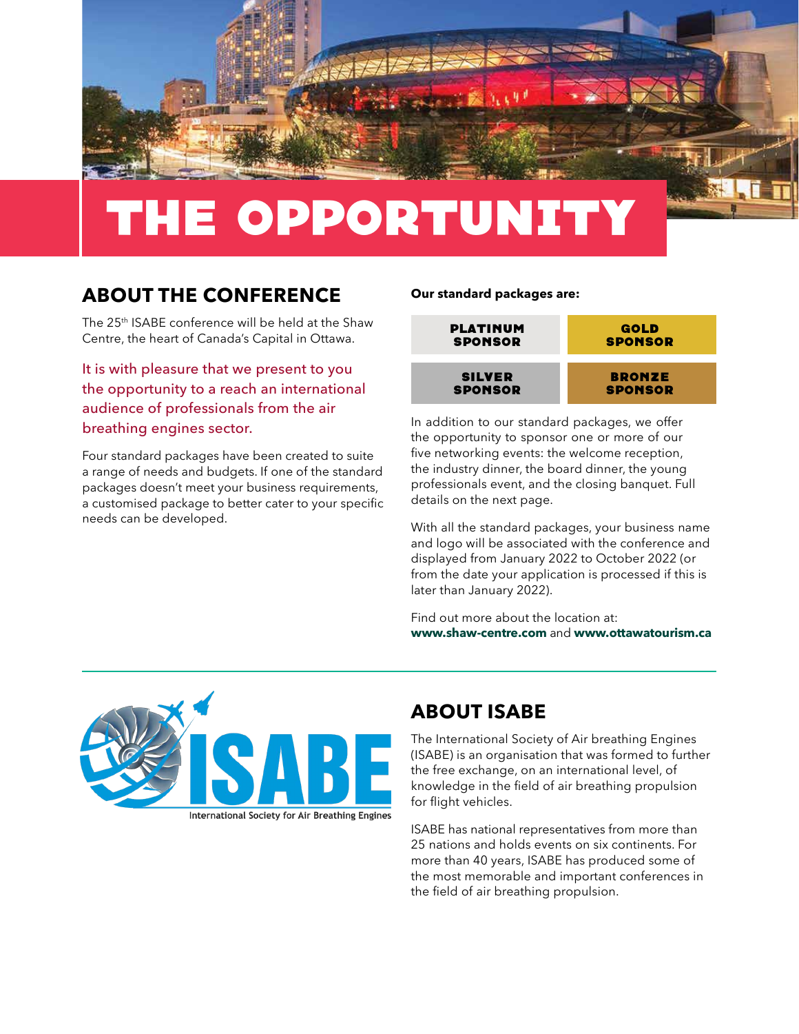# THE OPPORTUNITY

## ABOUT THE CONFERENCE

The 25th ISABE conference will be held at the Shaw Centre, the heart of Canada's Capital in Ottawa.

It is with pleasure that we present to you the opportunity to a reach an international audience of professionals from the air breathing engines sector.

Four standard packages have been created to suite a range of needs and budgets. If one of the standard packages doesn't meet your business requirements, a customised package to better cater to your specific needs can be developed.

**Our standard packages are:**

| PLATINUM SPONSOR | GOLD SPONSOR |
|---|---|
| SILVER SPONSOR | BRONZE SPONSOR |

In addition to our standard packages, we offer the opportunity to sponsor one or more of our five networking events: the welcome reception, the industry dinner, the board dinner, the young professionals event, and the closing banquet. Full details on the next page.

With all the standard packages, your business name and logo will be associated with the conference and displayed from January 2022 to October 2022 (or from the date your application is processed if this is later than January 2022).

Find out more about the location at:
**www.shaw-centre.com** and **www.ottawatourism.ca**

ISABE
International Society for Air Breathing Engines

## ABOUT ISABE

The International Society of Air breathing Engines (ISABE) is an organisation that was formed to further the free exchange, on an international level, of knowledge in the field of air breathing propulsion for flight vehicles.

ISABE has national representatives from more than 25 nations and holds events on six continents. For more than 40 years, ISABE has produced some of the most memorable and important conferences in the field of air breathing propulsion.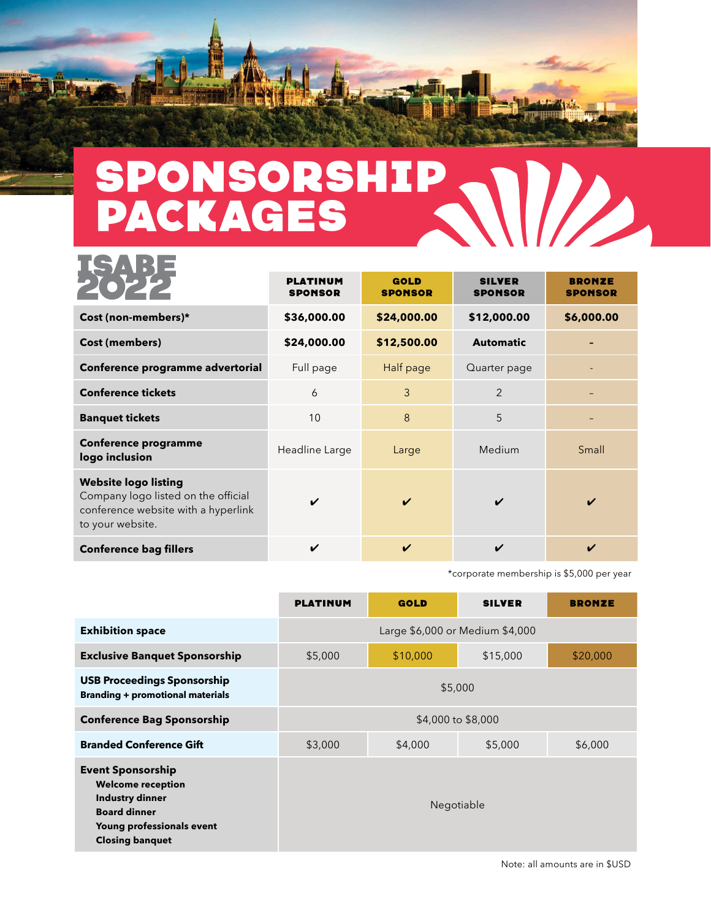# SPONSORSHIP PACKAGES

## ISABE 2022

| ISABE 2022 | PLATINUM SPONSOR | GOLD SPONSOR | SILVER SPONSOR | BRONZE SPONSOR |
|---|---|---|---|---|
| **Cost (non-members)*** | **$36,000.00** | **$24,000.00** | **$12,000.00** | **$6,000.00** |
| **Cost (members)** | **$24,000.00** | **$12,500.00** | **Automatic** | **-** |
| **Conference programme advertorial** | Full page | Half page | Quarter page | - |
| **Conference tickets** | 6 | 3 | 2 | - |
| **Banquet tickets** | 10 | 8 | 5 | - |
| **Conference programme logo inclusion** | Headline Large | Large | Medium | Small |
| **Website logo listing** Company logo listed on the official conference website with a hyperlink to your website. | ✔ | ✔ | ✔ | ✔ |
| **Conference bag fillers** | ✔ | ✔ | ✔ | ✔ |

*corporate membership is $5,000 per year

| | PLATINUM | GOLD | SILVER | BRONZE |
|---|---|---|---|---|
| **Exhibition space** | Large $6,000 or Medium $4,000 | | | |
| **Exclusive Banquet Sponsorship** | $5,000 | $10,000 | $15,000 | $20,000 |
| **USB Proceedings Sponsorship** **Branding + promotional materials** | $5,000 | | | |
| **Conference Bag Sponsorship** | $4,000 to $8,000 | | | |
| **Branded Conference Gift** | $3,000 | $4,000 | $5,000 | $6,000 |
| **Event Sponsorship** **Welcome reception** **Industry dinner** **Board dinner** **Young professionals event** **Closing banquet** | Negotiable | | | |

Note: all amounts are in $USD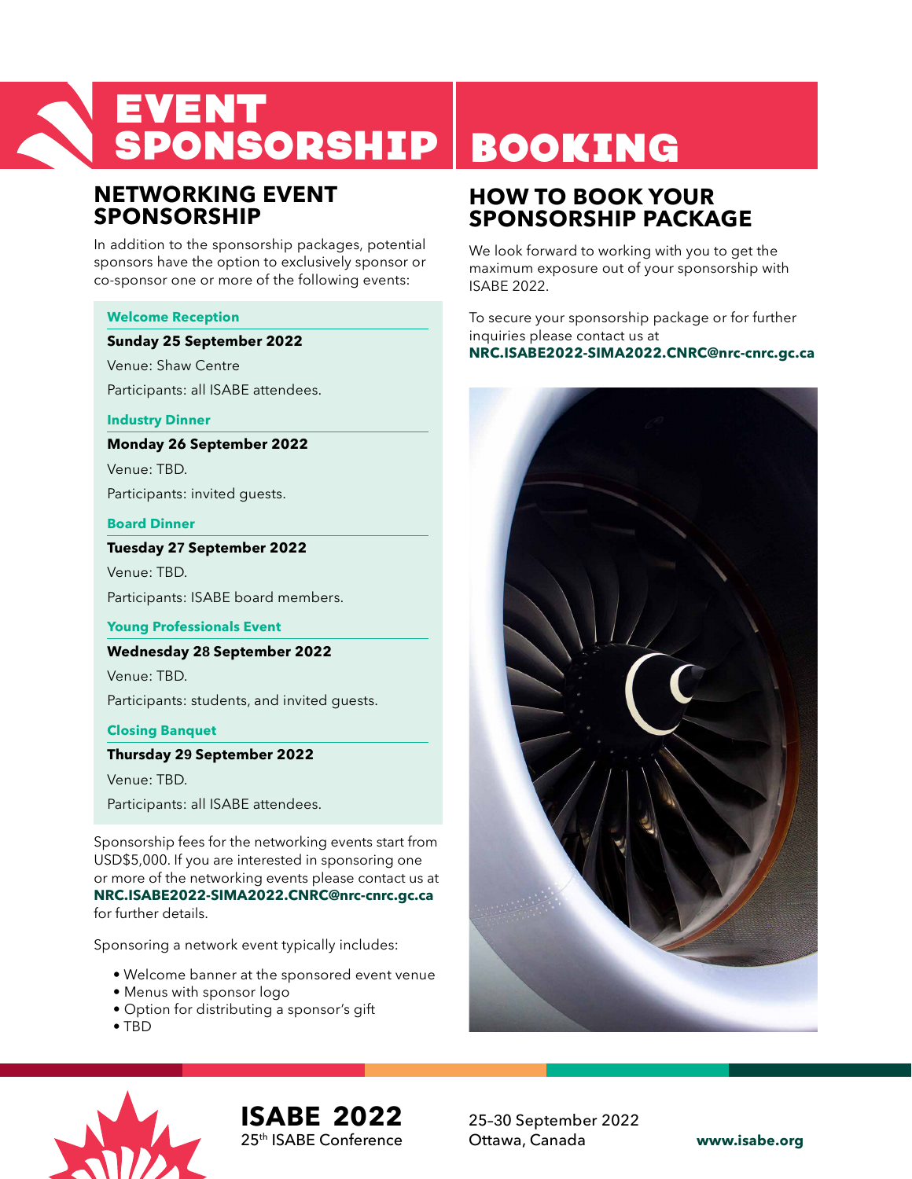# EVENT SPONSORSHIP BOOKING

## NETWORKING EVENT SPONSORSHIP

In addition to the sponsorship packages, potential sponsors have the option to exclusively sponsor or co-sponsor one or more of the following events:

### Welcome Reception

**Sunday 25 September 2022**

Venue: Shaw Centre

Participants: all ISABE attendees.

### Industry Dinner

**Monday 26 September 2022**

Venue: TBD.

Participants: invited guests.

### Board Dinner

**Tuesday 27 September 2022**

Venue: TBD.

Participants: ISABE board members.

### Young Professionals Event

**Wednesday 28 September 2022**

Venue: TBD.

Participants: students, and invited guests.

### Closing Banquet

**Thursday 29 September 2022**

Venue: TBD.

Participants: all ISABE attendees.

Sponsorship fees for the networking events start from USD$5,000. If you are interested in sponsoring one or more of the networking events please contact us at **NRC.ISABE2022-SIMA2022.CNRC@nrc-cnrc.gc.ca** for further details.

Sponsoring a network event typically includes:

- Welcome banner at the sponsored event venue
- Menus with sponsor logo
- Option for distributing a sponsor's gift
- TBD

## HOW TO BOOK YOUR SPONSORSHIP PACKAGE

We look forward to working with you to get the maximum exposure out of your sponsorship with ISABE 2022.

To secure your sponsorship package or for further inquiries please contact us at **NRC.ISABE2022-SIMA2022.CNRC@nrc-cnrc.gc.ca**